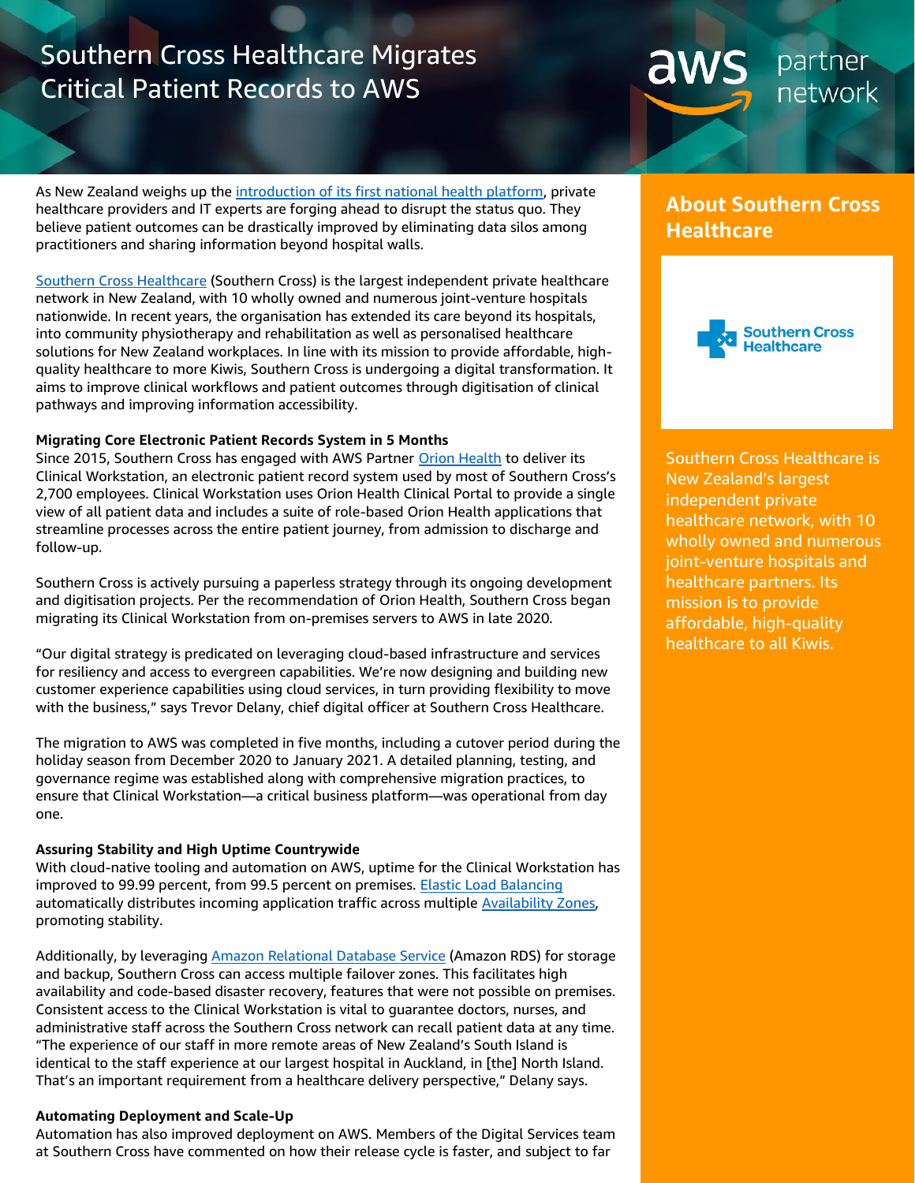# Southern Cross Healthcare Migrates Critical Patient Records to AWS

As New Zealand weighs up the introduction of its first national health platform, private healthcare providers and IT experts are forging ahead to disrupt the status quo. They believe patient outcomes can be drastically improved by eliminating data silos among practitioners and sharing information beyond hospital walls.

Southern Cross Healthcare (Southern Cross) is the largest independent private healthcare network in New Zealand, with 10 wholly owned and numerous joint-venture hospitals nationwide. In recent years, the organisation has extended its care beyond its hospitals, into community physiotherapy and rehabilitation as well as personalised healthcare solutions for New Zealand workplaces. In line with its mission to provide affordable, high-quality healthcare to more Kiwis, Southern Cross is undergoing a digital transformation. It aims to improve clinical workflows and patient outcomes through digitisation of clinical pathways and improving information accessibility.

**Migrating Core Electronic Patient Records System in 5 Months**

Since 2015, Southern Cross has engaged with AWS Partner Orion Health to deliver its Clinical Workstation, an electronic patient record system used by most of Southern Cross's 2,700 employees. Clinical Workstation uses Orion Health Clinical Portal to provide a single view of all patient data and includes a suite of role-based Orion Health applications that streamline processes across the entire patient journey, from admission to discharge and follow-up.

Southern Cross is actively pursuing a paperless strategy through its ongoing development and digitisation projects. Per the recommendation of Orion Health, Southern Cross began migrating its Clinical Workstation from on-premises servers to AWS in late 2020.

"Our digital strategy is predicated on leveraging cloud-based infrastructure and services for resiliency and access to evergreen capabilities. We're now designing and building new customer experience capabilities using cloud services, in turn providing flexibility to move with the business," says Trevor Delany, chief digital officer at Southern Cross Healthcare.

The migration to AWS was completed in five months, including a cutover period during the holiday season from December 2020 to January 2021. A detailed planning, testing, and governance regime was established along with comprehensive migration practices, to ensure that Clinical Workstation—a critical business platform—was operational from day one.

**Assuring Stability and High Uptime Countrywide**

With cloud-native tooling and automation on AWS, uptime for the Clinical Workstation has improved to 99.99 percent, from 99.5 percent on premises. Elastic Load Balancing automatically distributes incoming application traffic across multiple Availability Zones, promoting stability.

Additionally, by leveraging Amazon Relational Database Service (Amazon RDS) for storage and backup, Southern Cross can access multiple failover zones. This facilitates high availability and code-based disaster recovery, features that were not possible on premises. Consistent access to the Clinical Workstation is vital to guarantee doctors, nurses, and administrative staff across the Southern Cross network can recall patient data at any time. "The experience of our staff in more remote areas of New Zealand's South Island is identical to the staff experience at our largest hospital in Auckland, in [the] North Island. That's an important requirement from a healthcare delivery perspective," Delany says.

**Automating Deployment and Scale-Up**

Automation has also improved deployment on AWS. Members of the Digital Services team at Southern Cross have commented on how their release cycle is faster, and subject to far

## About Southern Cross Healthcare

Southern Cross Healthcare is New Zealand's largest independent private healthcare network, with 10 wholly owned and numerous joint-venture hospitals and healthcare partners. Its mission is to provide affordable, high-quality healthcare to all Kiwis.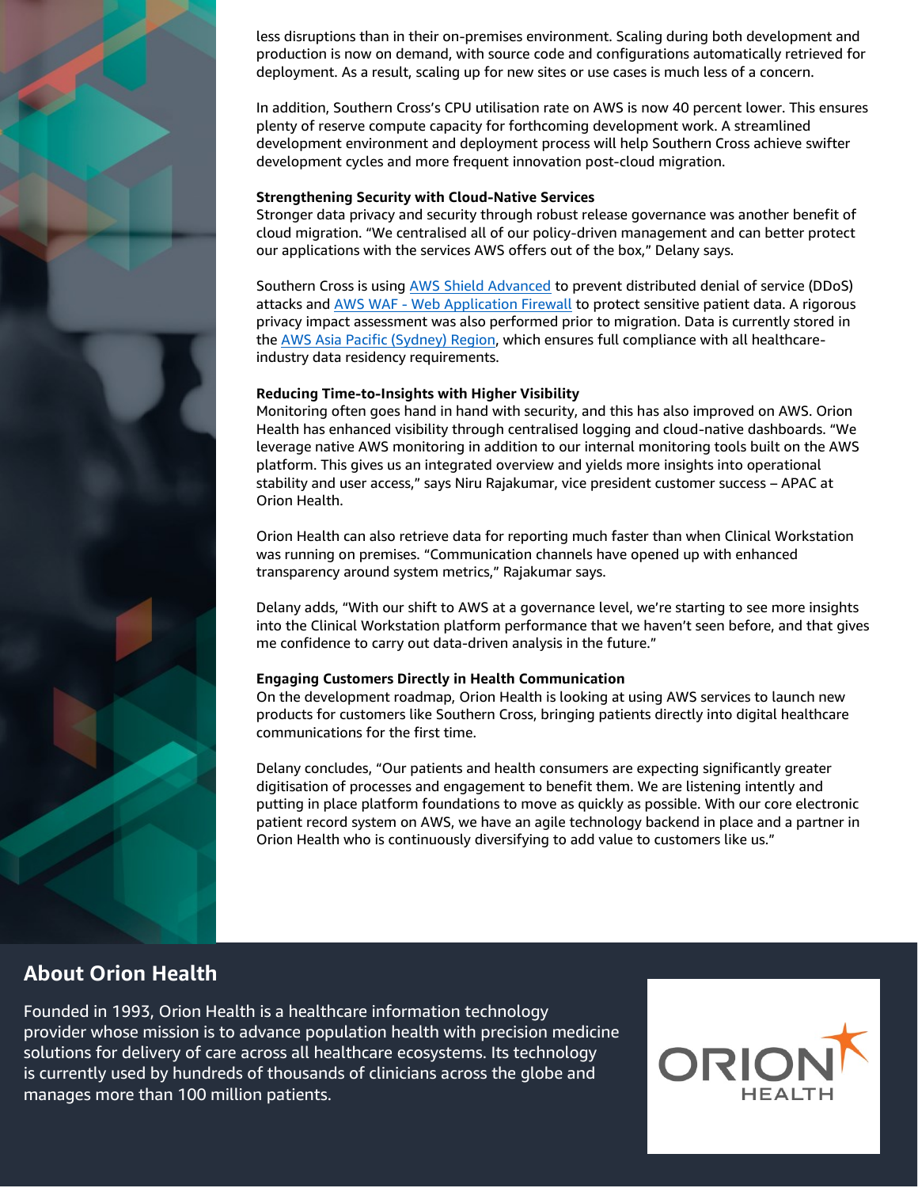less disruptions than in their on-premises environment. Scaling during both development and production is now on demand, with source code and configurations automatically retrieved for deployment. As a result, scaling up for new sites or use cases is much less of a concern.

In addition, Southern Cross's CPU utilisation rate on AWS is now 40 percent lower. This ensures plenty of reserve compute capacity for forthcoming development work. A streamlined development environment and deployment process will help Southern Cross achieve swifter development cycles and more frequent innovation post-cloud migration.

**Strengthening Security with Cloud-Native Services**

Stronger data privacy and security through robust release governance was another benefit of cloud migration. "We centralised all of our policy-driven management and can better protect our applications with the services AWS offers out of the box," Delany says.

Southern Cross is using AWS Shield Advanced to prevent distributed denial of service (DDoS) attacks and AWS WAF - Web Application Firewall to protect sensitive patient data. A rigorous privacy impact assessment was also performed prior to migration. Data is currently stored in the AWS Asia Pacific (Sydney) Region, which ensures full compliance with all healthcare-industry data residency requirements.

**Reducing Time-to-Insights with Higher Visibility**

Monitoring often goes hand in hand with security, and this has also improved on AWS. Orion Health has enhanced visibility through centralised logging and cloud-native dashboards. "We leverage native AWS monitoring in addition to our internal monitoring tools built on the AWS platform. This gives us an integrated overview and yields more insights into operational stability and user access," says Niru Rajakumar, vice president customer success – APAC at Orion Health.

Orion Health can also retrieve data for reporting much faster than when Clinical Workstation was running on premises. "Communication channels have opened up with enhanced transparency around system metrics," Rajakumar says.

Delany adds, "With our shift to AWS at a governance level, we're starting to see more insights into the Clinical Workstation platform performance that we haven't seen before, and that gives me confidence to carry out data-driven analysis in the future."

**Engaging Customers Directly in Health Communication**

On the development roadmap, Orion Health is looking at using AWS services to launch new products for customers like Southern Cross, bringing patients directly into digital healthcare communications for the first time.

Delany concludes, "Our patients and health consumers are expecting significantly greater digitisation of processes and engagement to benefit them. We are listening intently and putting in place platform foundations to move as quickly as possible. With our core electronic patient record system on AWS, we have an agile technology backend in place and a partner in Orion Health who is continuously diversifying to add value to customers like us."

## About Orion Health

Founded in 1993, Orion Health is a healthcare information technology provider whose mission is to advance population health with precision medicine solutions for delivery of care across all healthcare ecosystems. Its technology is currently used by hundreds of thousands of clinicians across the globe and manages more than 100 million patients.

ORION HEALTH